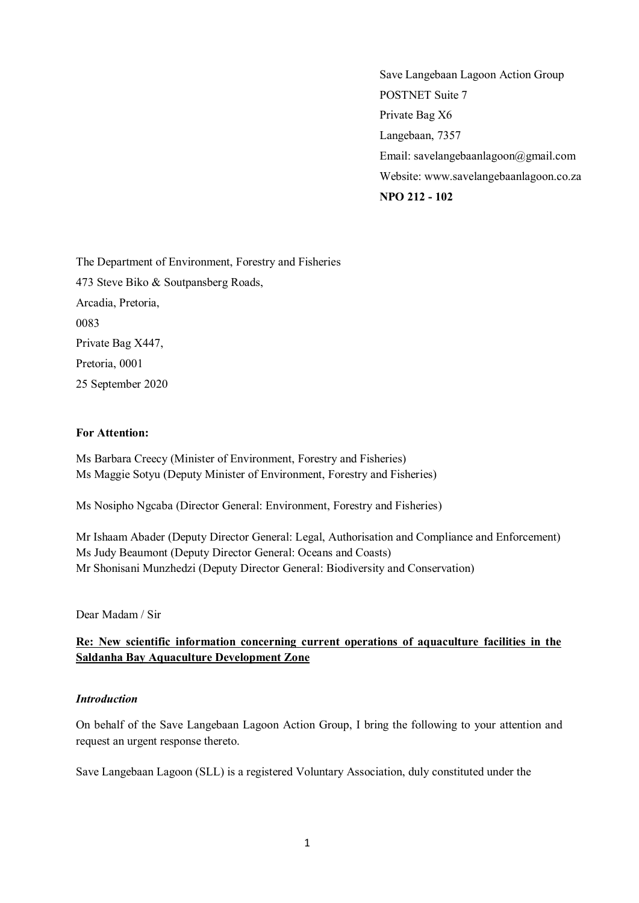Save Langebaan Lagoon Action Group
POSTNET Suite 7
Private Bag X6
Langebaan, 7357
Email: savelangebaanlagoon@gmail.com
Website: www.savelangebaanlagoon.co.za
**NPO 212 - 102**

The Department of Environment, Forestry and Fisheries
473 Steve Biko & Soutpansberg Roads,
Arcadia, Pretoria,
0083
Private Bag X447,
Pretoria, 0001
25 September 2020

**For Attention:**

Ms Barbara Creecy (Minister of Environment, Forestry and Fisheries)
Ms Maggie Sotyu (Deputy Minister of Environment, Forestry and Fisheries)

Ms Nosipho Ngcaba (Director General: Environment, Forestry and Fisheries)

Mr Ishaam Abader (Deputy Director General: Legal, Authorisation and Compliance and Enforcement)
Ms Judy Beaumont (Deputy Director General: Oceans and Coasts)
Mr Shonisani Munzhedzi (Deputy Director General: Biodiversity and Conservation)

Dear Madam / Sir

**Re: New scientific information concerning current operations of aquaculture facilities in the Saldanha Bay Aquaculture Development Zone**

***Introduction***

On behalf of the Save Langebaan Lagoon Action Group, I bring the following to your attention and request an urgent response thereto.

Save Langebaan Lagoon (SLL) is a registered Voluntary Association, duly constituted under the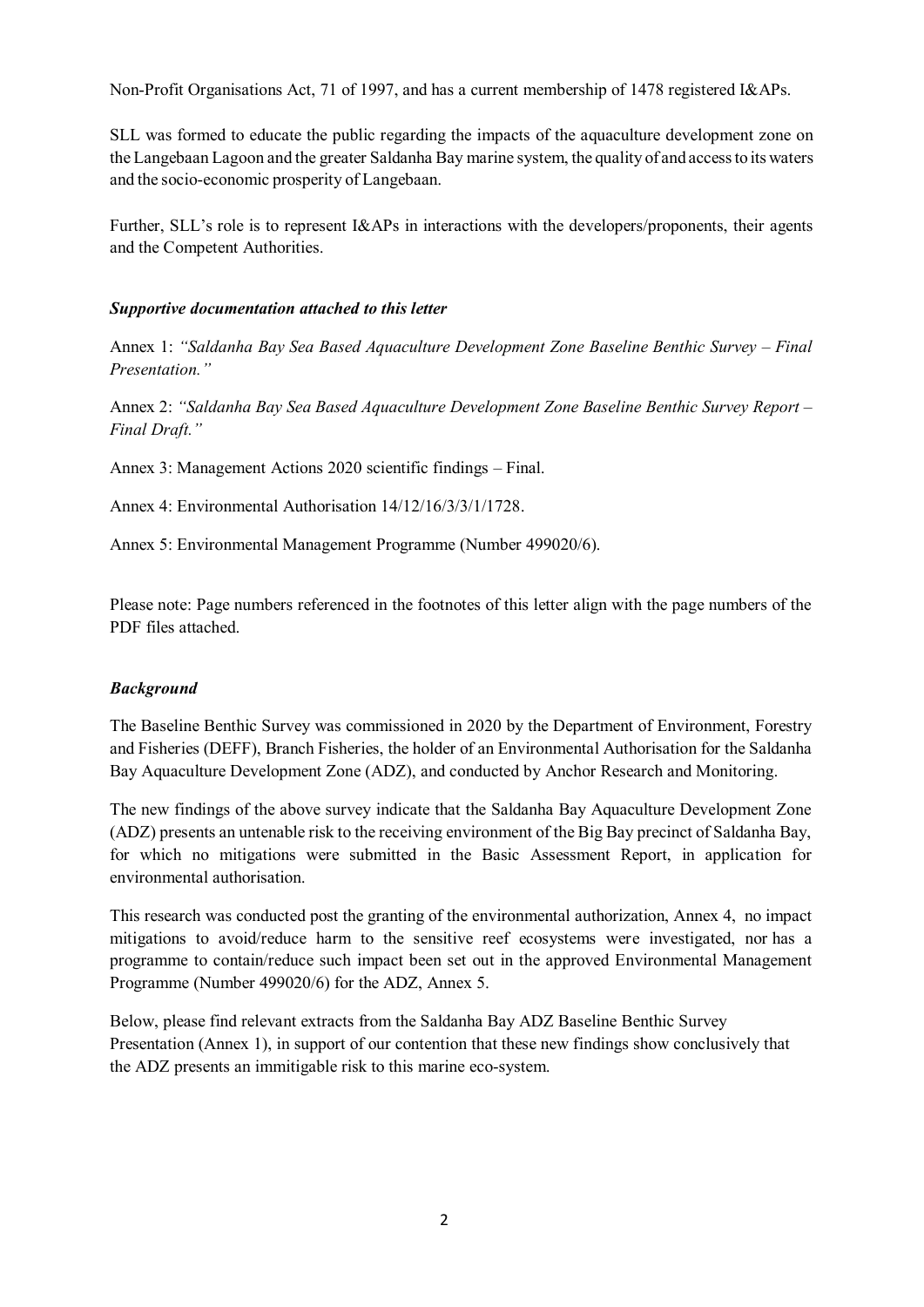Non-Profit Organisations Act, 71 of 1997, and has a current membership of 1478 registered I&APs.

SLL was formed to educate the public regarding the impacts of the aquaculture development zone on the Langebaan Lagoon and the greater Saldanha Bay marine system, the quality of and access to its waters and the socio-economic prosperity of Langebaan.

Further, SLL's role is to represent I&APs in interactions with the developers/proponents, their agents and the Competent Authorities.

***Supportive documentation attached to this letter***

Annex 1: *"Saldanha Bay Sea Based Aquaculture Development Zone Baseline Benthic Survey – Final Presentation."*

Annex 2: *"Saldanha Bay Sea Based Aquaculture Development Zone Baseline Benthic Survey Report – Final Draft."*

Annex 3: Management Actions 2020 scientific findings – Final.

Annex 4: Environmental Authorisation 14/12/16/3/3/1/1728.

Annex 5: Environmental Management Programme (Number 499020/6).

Please note: Page numbers referenced in the footnotes of this letter align with the page numbers of the PDF files attached.

***Background***

The Baseline Benthic Survey was commissioned in 2020 by the Department of Environment, Forestry and Fisheries (DEFF), Branch Fisheries, the holder of an Environmental Authorisation for the Saldanha Bay Aquaculture Development Zone (ADZ), and conducted by Anchor Research and Monitoring.

The new findings of the above survey indicate that the Saldanha Bay Aquaculture Development Zone (ADZ) presents an untenable risk to the receiving environment of the Big Bay precinct of Saldanha Bay, for which no mitigations were submitted in the Basic Assessment Report, in application for environmental authorisation.

This research was conducted post the granting of the environmental authorization, Annex 4, no impact mitigations to avoid/reduce harm to the sensitive reef ecosystems were investigated, nor has a programme to contain/reduce such impact been set out in the approved Environmental Management Programme (Number 499020/6) for the ADZ, Annex 5.

Below, please find relevant extracts from the Saldanha Bay ADZ Baseline Benthic Survey Presentation (Annex 1), in support of our contention that these new findings show conclusively that the ADZ presents an immitigable risk to this marine eco-system.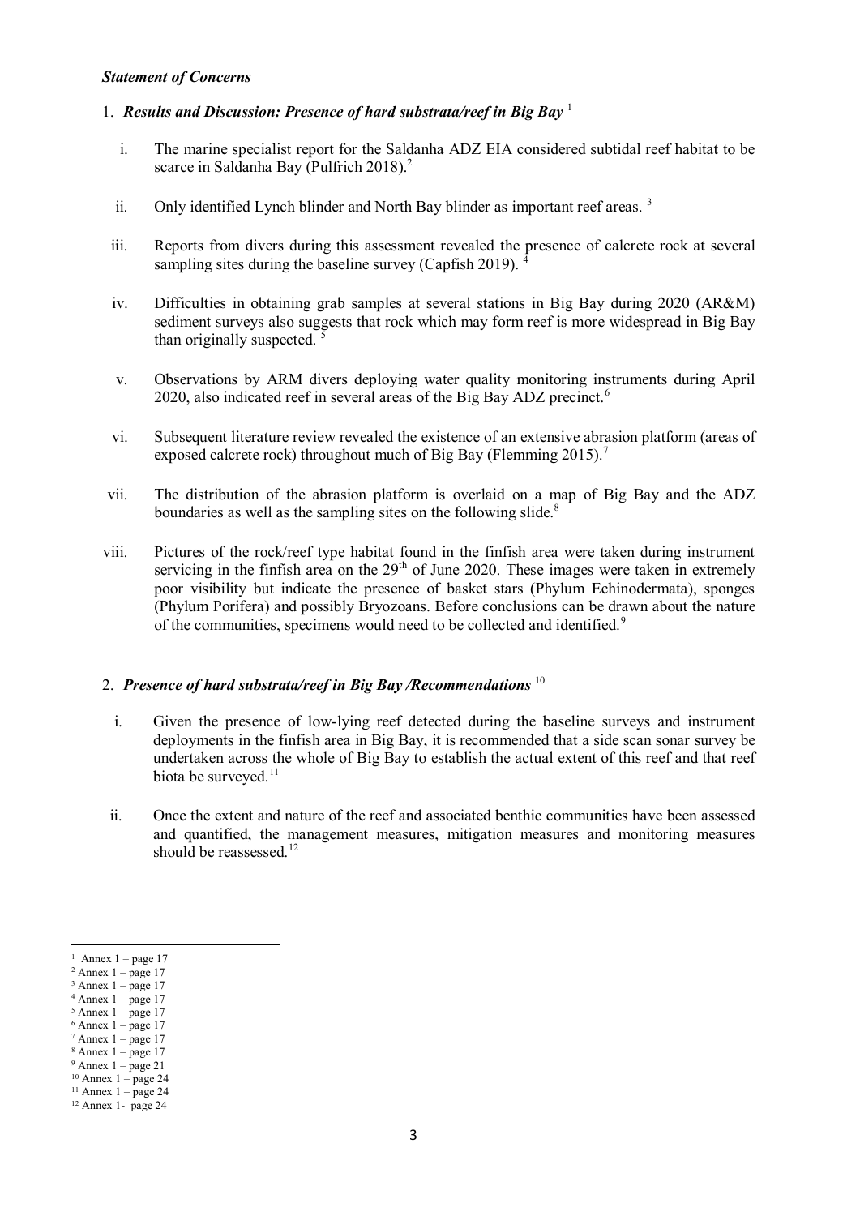***Statement of Concerns***

1. ***Results and Discussion: Presence of hard substrata/reef in Big Bay*** [1]

   i. The marine specialist report for the Saldanha ADZ EIA considered subtidal reef habitat to be scarce in Saldanha Bay (Pulfrich 2018).[2]

   ii. Only identified Lynch blinder and North Bay blinder as important reef areas. [3]

   iii. Reports from divers during this assessment revealed the presence of calcrete rock at several sampling sites during the baseline survey (Capfish 2019). [4]

   iv. Difficulties in obtaining grab samples at several stations in Big Bay during 2020 (AR&M) sediment surveys also suggests that rock which may form reef is more widespread in Big Bay than originally suspected. [5]

   v. Observations by ARM divers deploying water quality monitoring instruments during April 2020, also indicated reef in several areas of the Big Bay ADZ precinct.[6]

   vi. Subsequent literature review revealed the existence of an extensive abrasion platform (areas of exposed calcrete rock) throughout much of Big Bay (Flemming 2015).[7]

   vii. The distribution of the abrasion platform is overlaid on a map of Big Bay and the ADZ boundaries as well as the sampling sites on the following slide.[8]

   viii. Pictures of the rock/reef type habitat found in the finfish area were taken during instrument servicing in the finfish area on the 29th of June 2020. These images were taken in extremely poor visibility but indicate the presence of basket stars (Phylum Echinodermata), sponges (Phylum Porifera) and possibly Bryozoans. Before conclusions can be drawn about the nature of the communities, specimens would need to be collected and identified.[9]

2. ***Presence of hard substrata/reef in Big Bay /Recommendations*** [10]

   i. Given the presence of low-lying reef detected during the baseline surveys and instrument deployments in the finfish area in Big Bay, it is recommended that a side scan sonar survey be undertaken across the whole of Big Bay to establish the actual extent of this reef and that reef biota be surveyed.[11]

   ii. Once the extent and nature of the reef and associated benthic communities have been assessed and quantified, the management measures, mitigation measures and monitoring measures should be reassessed.[12]

---

[1] Annex 1 – page 17
[2] Annex 1 – page 17
[3] Annex 1 – page 17
[4] Annex 1 – page 17
[5] Annex 1 – page 17
[6] Annex 1 – page 17
[7] Annex 1 – page 17
[8] Annex 1 – page 17
[9] Annex 1 – page 21
[10] Annex 1 – page 24
[11] Annex 1 – page 24
[12] Annex 1- page 24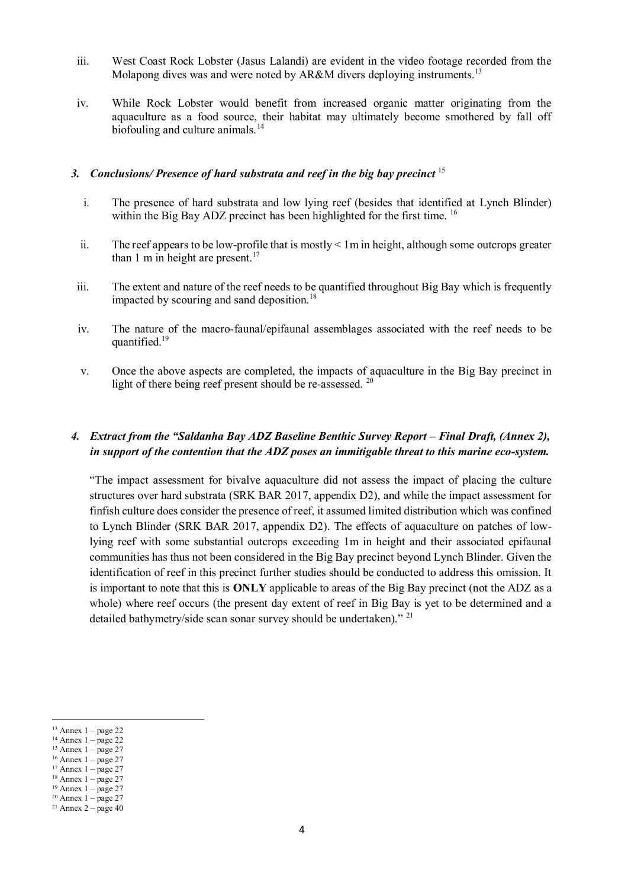iii. West Coast Rock Lobster (Jasus Lalandi) are evident in the video footage recorded from the Molapong dives was and were noted by AR&M divers deploying instruments.[13]

iv. While Rock Lobster would benefit from increased organic matter originating from the aquaculture as a food source, their habitat may ultimately become smothered by fall off biofouling and culture animals.[14]

### *3. Conclusions/ Presence of hard substrata and reef in the big bay precinct* [15]

i. The presence of hard substrata and low lying reef (besides that identified at Lynch Blinder) within the Big Bay ADZ precinct has been highlighted for the first time. [16]

ii. The reef appears to be low-profile that is mostly < 1m in height, although some outcrops greater than 1 m in height are present.[17]

iii. The extent and nature of the reef needs to be quantified throughout Big Bay which is frequently impacted by scouring and sand deposition.[18]

iv. The nature of the macro-faunal/epifaunal assemblages associated with the reef needs to be quantified.[19]

v. Once the above aspects are completed, the impacts of aquaculture in the Big Bay precinct in light of there being reef present should be re-assessed. [20]

### *4. Extract from the "Saldanha Bay ADZ Baseline Benthic Survey Report – Final Draft, (Annex 2), in support of the contention that the ADZ poses an immitigable threat to this marine eco-system.*

"The impact assessment for bivalve aquaculture did not assess the impact of placing the culture structures over hard substrata (SRK BAR 2017, appendix D2), and while the impact assessment for finfish culture does consider the presence of reef, it assumed limited distribution which was confined to Lynch Blinder (SRK BAR 2017, appendix D2). The effects of aquaculture on patches of low-lying reef with some substantial outcrops exceeding 1m in height and their associated epifaunal communities has thus not been considered in the Big Bay precinct beyond Lynch Blinder. Given the identification of reef in this precinct further studies should be conducted to address this omission. It is important to note that this is **ONLY** applicable to areas of the Big Bay precinct (not the ADZ as a whole) where reef occurs (the present day extent of reef in Big Bay is yet to be determined and a detailed bathymetry/side scan sonar survey should be undertaken)." [21]

---

[13] Annex 1 – page 22
[14] Annex 1 – page 22
[15] Annex 1 – page 27
[16] Annex 1 – page 27
[17] Annex 1 – page 27
[18] Annex 1 – page 27
[19] Annex 1 – page 27
[20] Annex 1 – page 27
[21] Annex 2 – page 40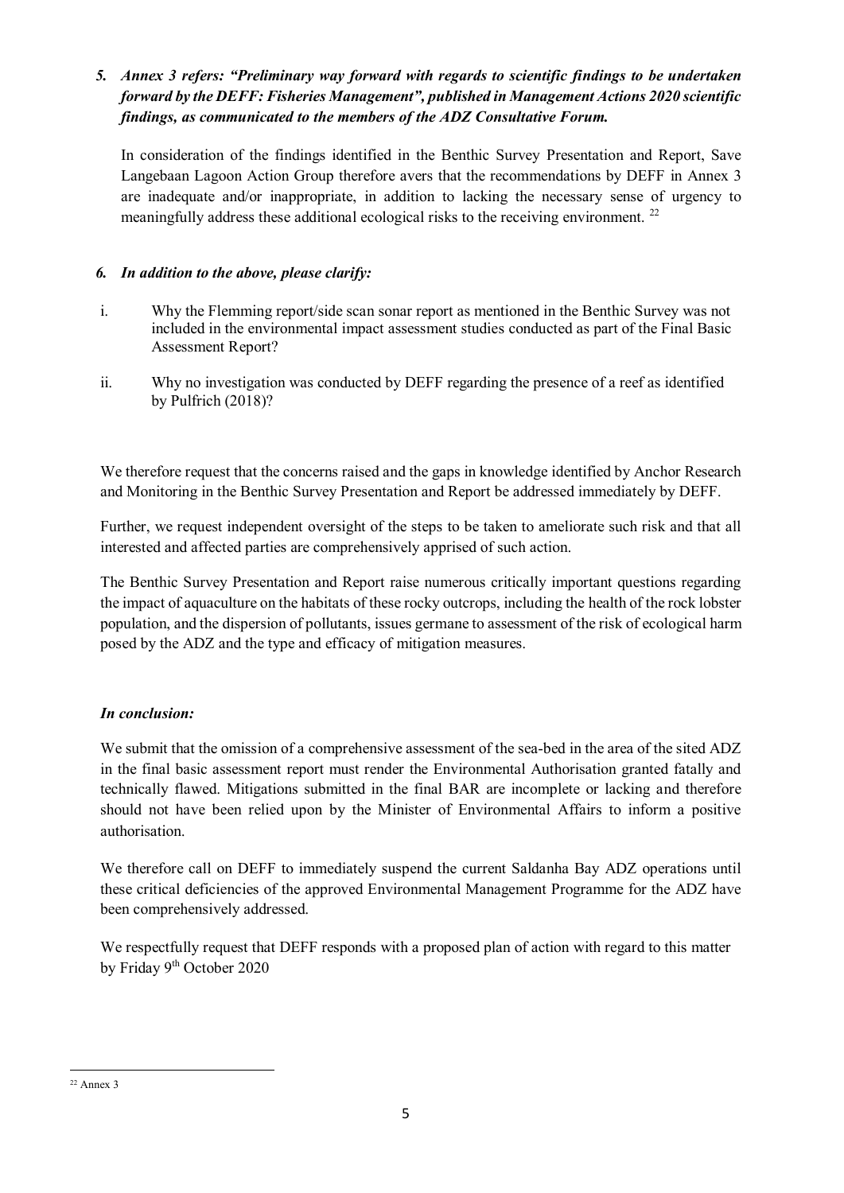*5. **Annex 3 refers: "Preliminary way forward with regards to scientific findings to be undertaken forward by the DEFF: Fisheries Management", published in Management Actions 2020 scientific findings, as communicated to the members of the ADZ Consultative Forum.***

In consideration of the findings identified in the Benthic Survey Presentation and Report, Save Langebaan Lagoon Action Group therefore avers that the recommendations by DEFF in Annex 3 are inadequate and/or inappropriate, in addition to lacking the necessary sense of urgency to meaningfully address these additional ecological risks to the receiving environment. [22]

*6. **In addition to the above, please clarify:***

i. Why the Flemming report/side scan sonar report as mentioned in the Benthic Survey was not included in the environmental impact assessment studies conducted as part of the Final Basic Assessment Report?

ii. Why no investigation was conducted by DEFF regarding the presence of a reef as identified by Pulfrich (2018)?

We therefore request that the concerns raised and the gaps in knowledge identified by Anchor Research and Monitoring in the Benthic Survey Presentation and Report be addressed immediately by DEFF.

Further, we request independent oversight of the steps to be taken to ameliorate such risk and that all interested and affected parties are comprehensively apprised of such action.

The Benthic Survey Presentation and Report raise numerous critically important questions regarding the impact of aquaculture on the habitats of these rocky outcrops, including the health of the rock lobster population, and the dispersion of pollutants, issues germane to assessment of the risk of ecological harm posed by the ADZ and the type and efficacy of mitigation measures.

***In conclusion:***

We submit that the omission of a comprehensive assessment of the sea-bed in the area of the sited ADZ in the final basic assessment report must render the Environmental Authorisation granted fatally and technically flawed. Mitigations submitted in the final BAR are incomplete or lacking and therefore should not have been relied upon by the Minister of Environmental Affairs to inform a positive authorisation.

We therefore call on DEFF to immediately suspend the current Saldanha Bay ADZ operations until these critical deficiencies of the approved Environmental Management Programme for the ADZ have been comprehensively addressed.

We respectfully request that DEFF responds with a proposed plan of action with regard to this matter by Friday 9th October 2020

---

[22] Annex 3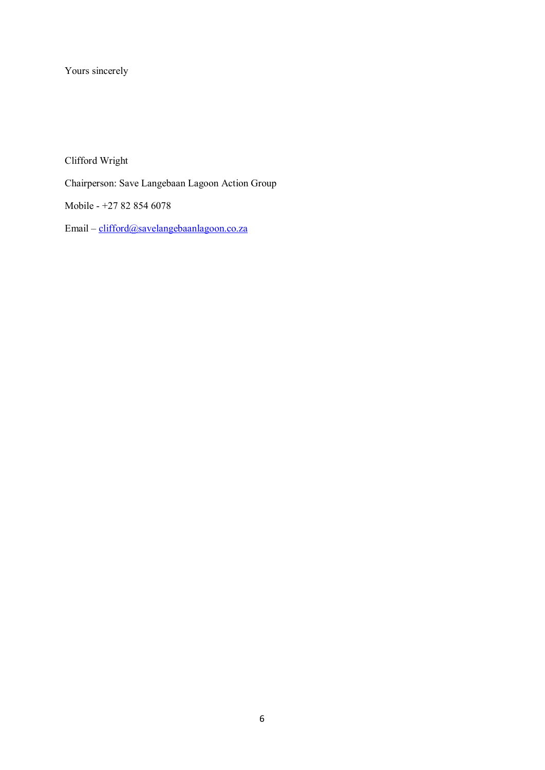Yours sincerely

Clifford Wright

Chairperson: Save Langebaan Lagoon Action Group

Mobile - +27 82 854 6078

Email – clifford@savelangebaanlagoon.co.za